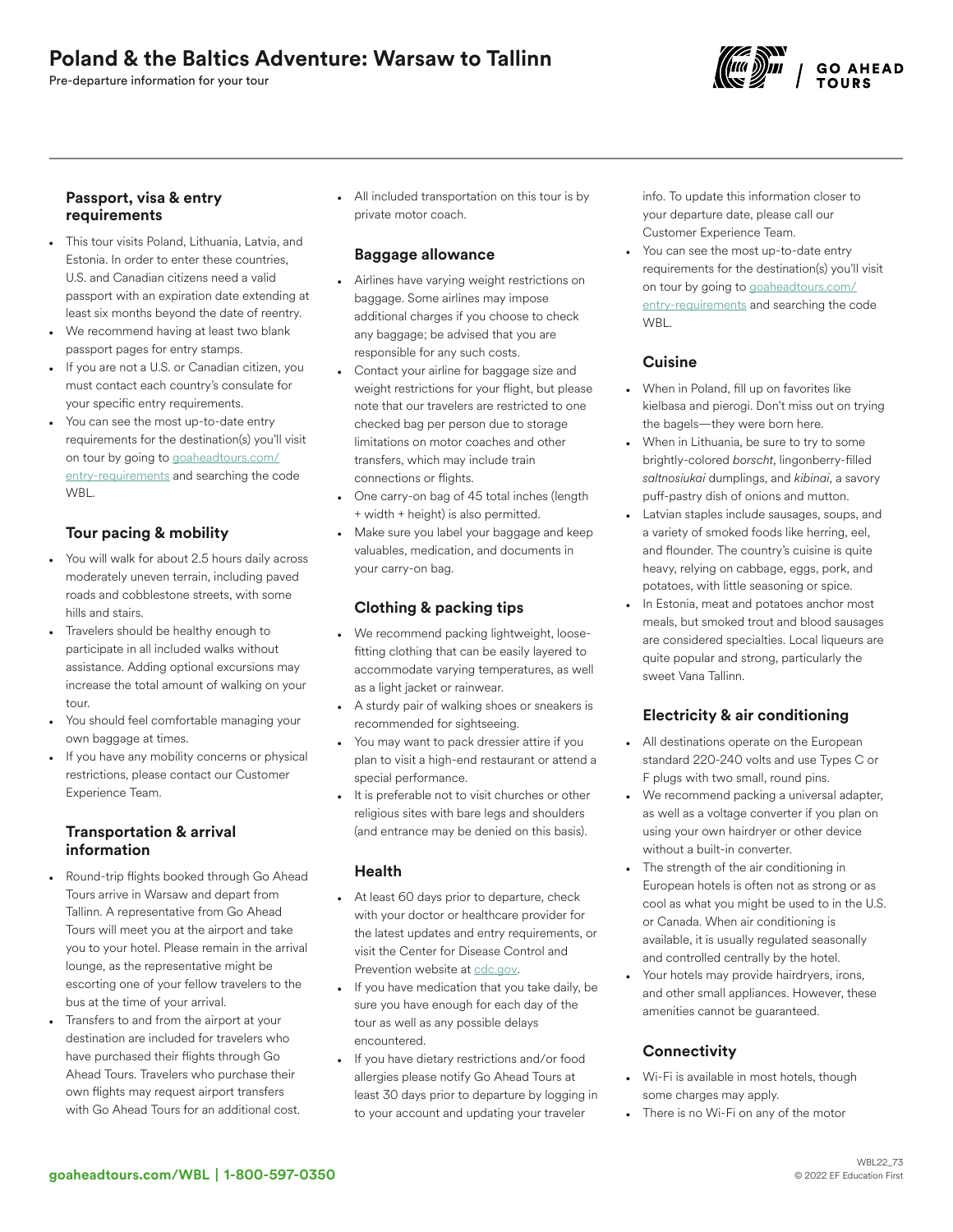# Poland & the Baltics Adventure: Warsaw to Tallinn

Pre-departure information for your tour

### Passport, visa & entry requirements

- This tour visits Poland, Lithuania, Latvia, and Estonia. In order to enter these countries, U.S. and Canadian citizens need a valid passport with an expiration date extending at least six months beyond the date of reentry.
- We recommend having at least two blank passport pages for entry stamps.
- If you are not a U.S. or Canadian citizen, you must contact each country's consulate for your specific entry requirements.
- You can see the most up-to-date entry requirements for the destination(s) you'll visit on tour by going to goaheadtours.com/entry-requirements and searching the code WBL.

### Tour pacing & mobility

- You will walk for about 2.5 hours daily across moderately uneven terrain, including paved roads and cobblestone streets, with some hills and stairs.
- Travelers should be healthy enough to participate in all included walks without assistance. Adding optional excursions may increase the total amount of walking on your tour.
- You should feel comfortable managing your own baggage at times.
- If you have any mobility concerns or physical restrictions, please contact our Customer Experience Team.

### Transportation & arrival information

- Round-trip flights booked through Go Ahead Tours arrive in Warsaw and depart from Tallinn. A representative from Go Ahead Tours will meet you at the airport and take you to your hotel. Please remain in the arrival lounge, as the representative might be escorting one of your fellow travelers to the bus at the time of your arrival.
- Transfers to and from the airport at your destination are included for travelers who have purchased their flights through Go Ahead Tours. Travelers who purchase their own flights may request airport transfers with Go Ahead Tours for an additional cost.
- All included transportation on this tour is by private motor coach.

### Baggage allowance

- Airlines have varying weight restrictions on baggage. Some airlines may impose additional charges if you choose to check any baggage; be advised that you are responsible for any such costs.
- Contact your airline for baggage size and weight restrictions for your flight, but please note that our travelers are restricted to one checked bag per person due to storage limitations on motor coaches and other transfers, which may include train connections or flights.
- One carry-on bag of 45 total inches (length + width + height) is also permitted.
- Make sure you label your baggage and keep valuables, medication, and documents in your carry-on bag.

### Clothing & packing tips

- We recommend packing lightweight, loose-fitting clothing that can be easily layered to accommodate varying temperatures, as well as a light jacket or rainwear.
- A sturdy pair of walking shoes or sneakers is recommended for sightseeing.
- You may want to pack dressier attire if you plan to visit a high-end restaurant or attend a special performance.
- It is preferable not to visit churches or other religious sites with bare legs and shoulders (and entrance may be denied on this basis).

### Health

- At least 60 days prior to departure, check with your doctor or healthcare provider for the latest updates and entry requirements, or visit the Center for Disease Control and Prevention website at cdc.gov.
- If you have medication that you take daily, be sure you have enough for each day of the tour as well as any possible delays encountered.
- If you have dietary restrictions and/or food allergies please notify Go Ahead Tours at least 30 days prior to departure by logging in to your account and updating your traveler info. To update this information closer to your departure date, please call our Customer Experience Team.
- You can see the most up-to-date entry requirements for the destination(s) you'll visit on tour by going to goaheadtours.com/entry-requirements and searching the code WBL.

### Cuisine

- When in Poland, fill up on favorites like kielbasa and pierogi. Don't miss out on trying the bagels—they were born here.
- When in Lithuania, be sure to try to some brightly-colored *borscht*, lingonberry-filled *saltnosiukai* dumplings, and *kibinai*, a savory puff-pastry dish of onions and mutton.
- Latvian staples include sausages, soups, and a variety of smoked fish like herring, eel, and flounder. The country's cuisine is quite heavy, relying on cabbage, eggs, pork, and potatoes, with little seasoning or spice.
- In Estonia, meat and potatoes anchor most meals, but smoked trout and blood sausages are considered specialties. Local liqueurs are quite popular and strong, particularly the sweet Vana Tallinn.

### Electricity & air conditioning

- All destinations operate on the European standard 220-240 volts and use Types C or F plugs with two small, round pins.
- We recommend packing a universal adapter, as well as a voltage converter if you plan on using your own hairdryer or other device without a built-in converter.
- The strength of the air conditioning in European hotels is often not as strong or as cool as what you might be used to in the U.S. or Canada. When air conditioning is available, it is usually regulated seasonally and controlled centrally by the hotel.
- Your hotels may provide hairdryers, irons, and other small appliances. However, these amenities cannot be guaranteed.

### Connectivity

- Wi-Fi is available in most hotels, though some charges may apply.
- There is no Wi-Fi on any of the motor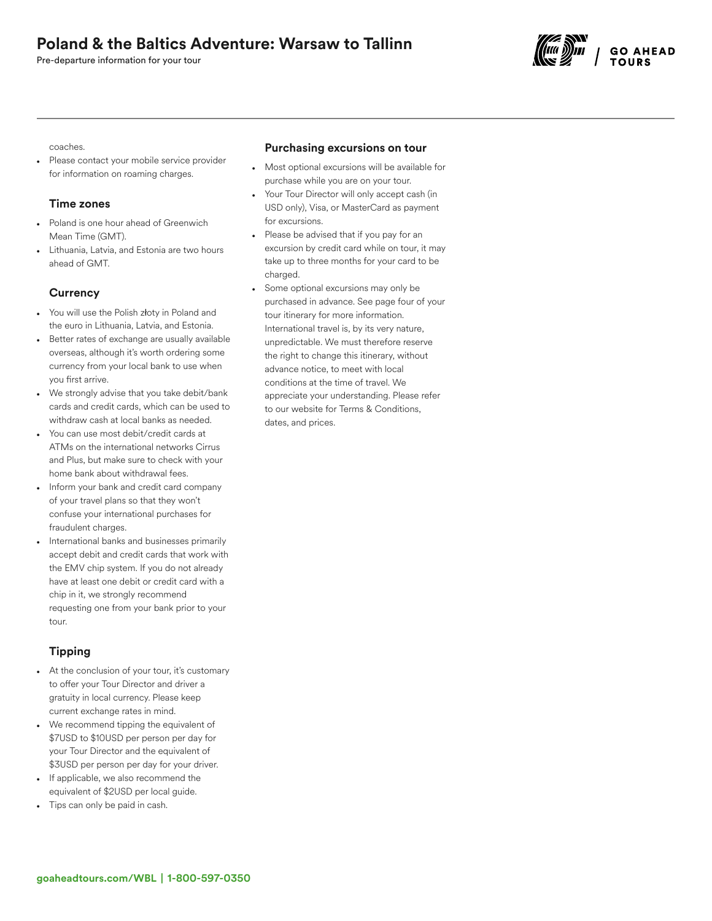coaches.

- Please contact your mobile service provider for information on roaming charges.

### Time zones

- Poland is one hour ahead of Greenwich Mean Time (GMT).
- Lithuania, Latvia, and Estonia are two hours ahead of GMT.

### Currency

- You will use the Polish złoty in Poland and the euro in Lithuania, Latvia, and Estonia.
- Better rates of exchange are usually available overseas, although it's worth ordering some currency from your local bank to use when you first arrive.
- We strongly advise that you take debit/bank cards and credit cards, which can be used to withdraw cash at local banks as needed.
- You can use most debit/credit cards at ATMs on the international networks Cirrus and Plus, but make sure to check with your home bank about withdrawal fees.
- Inform your bank and credit card company of your travel plans so that they won't confuse your international purchases for fraudulent charges.
- International banks and businesses primarily accept debit and credit cards that work with the EMV chip system. If you do not already have at least one debit or credit card with a chip in it, we strongly recommend requesting one from your bank prior to your tour.

### Tipping

- At the conclusion of your tour, it's customary to offer your Tour Director and driver a gratuity in local currency. Please keep current exchange rates in mind.
- We recommend tipping the equivalent of $7USD to $10USD per person per day for your Tour Director and the equivalent of $3USD per person per day for your driver.
- If applicable, we also recommend the equivalent of $2USD per local guide.
- Tips can only be paid in cash.

### Purchasing excursions on tour

- Most optional excursions will be available for purchase while you are on your tour.
- Your Tour Director will only accept cash (in USD only), Visa, or MasterCard as payment for excursions.
- Please be advised that if you pay for an excursion by credit card while on tour, it may take up to three months for your card to be charged.
- Some optional excursions may only be purchased in advance. See page four of your tour itinerary for more information.

International travel is, by its very nature, unpredictable. We must therefore reserve the right to change this itinerary, without advance notice, to meet with local conditions at the time of travel. We appreciate your understanding. Please refer to our website for Terms & Conditions, dates, and prices.